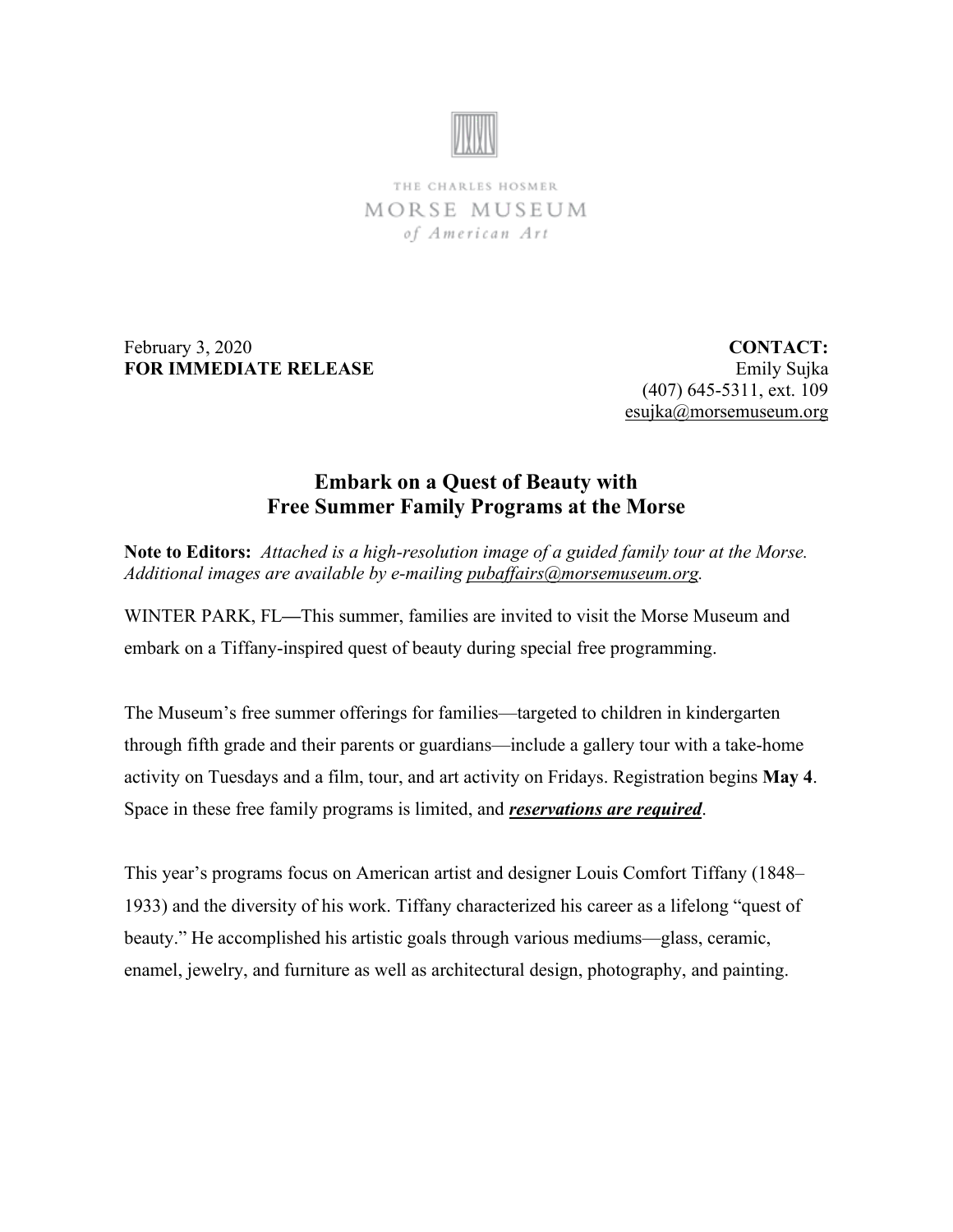THE CHARLES HOSMER
MORSE MUSEUM
*of American Art*

February 3, 2020
**FOR IMMEDIATE RELEASE**

**CONTACT:**
Emily Sujka
(407) 645-5311, ext. 109
esujka@morsemuseum.org

# Embark on a Quest of Beauty with Free Summer Family Programs at the Morse

**Note to Editors:** *Attached is a high-resolution image of a guided family tour at the Morse. Additional images are available by e-mailing pubaffairs@morsemuseum.org.*

WINTER PARK, FL—This summer, families are invited to visit the Morse Museum and embark on a Tiffany-inspired quest of beauty during special free programming.

The Museum's free summer offerings for families—targeted to children in kindergarten through fifth grade and their parents or guardians—include a gallery tour with a take-home activity on Tuesdays and a film, tour, and art activity on Fridays. Registration begins **May 4**. Space in these free family programs is limited, and ***reservations are required***.

This year's programs focus on American artist and designer Louis Comfort Tiffany (1848–1933) and the diversity of his work. Tiffany characterized his career as a lifelong "quest of beauty." He accomplished his artistic goals through various mediums—glass, ceramic, enamel, jewelry, and furniture as well as architectural design, photography, and painting.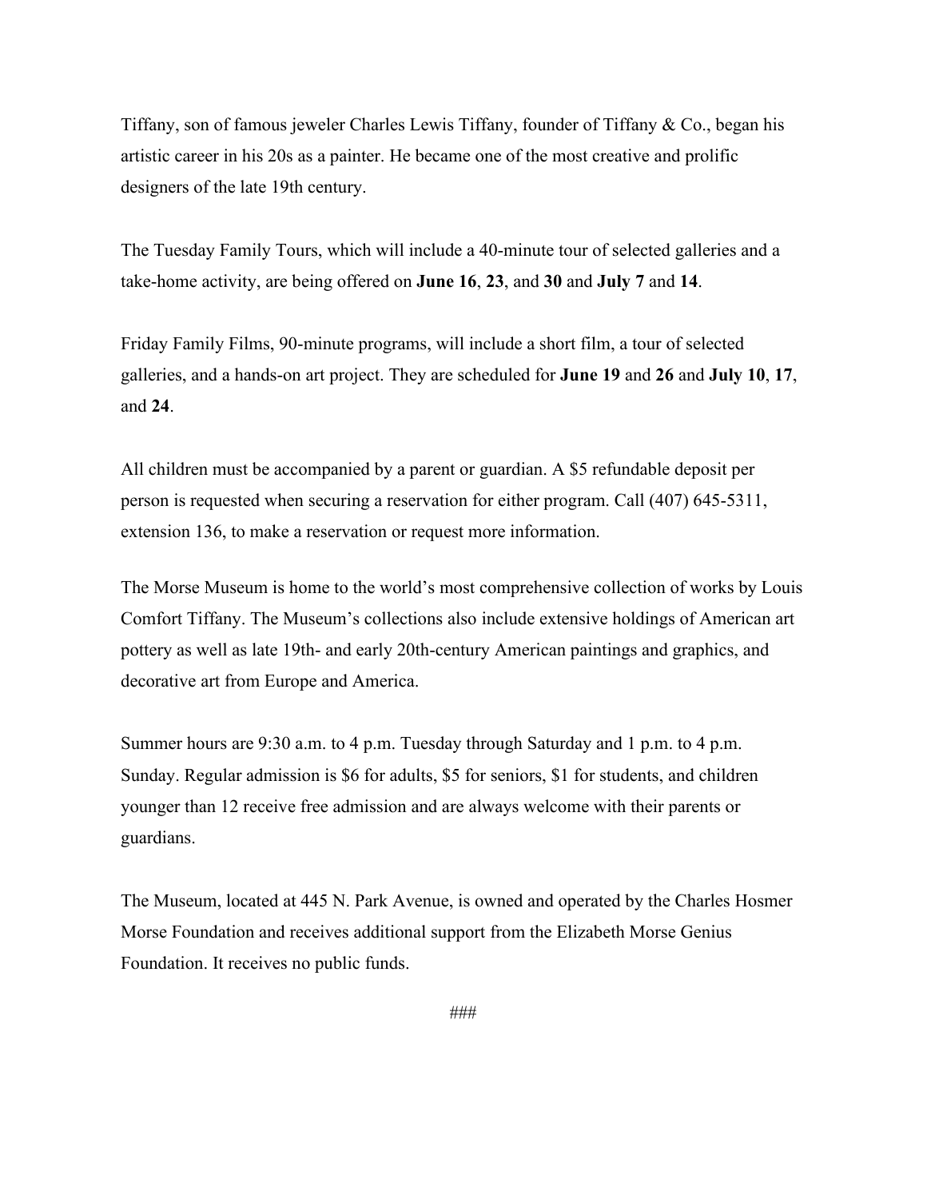Tiffany, son of famous jeweler Charles Lewis Tiffany, founder of Tiffany & Co., began his artistic career in his 20s as a painter. He became one of the most creative and prolific designers of the late 19th century.

The Tuesday Family Tours, which will include a 40-minute tour of selected galleries and a take-home activity, are being offered on **June 16**, **23**, and **30** and **July 7** and **14**.

Friday Family Films, 90-minute programs, will include a short film, a tour of selected galleries, and a hands-on art project. They are scheduled for **June 19** and **26** and **July 10**, **17**, and **24**.

All children must be accompanied by a parent or guardian. A $5 refundable deposit per person is requested when securing a reservation for either program. Call (407) 645-5311, extension 136, to make a reservation or request more information.

The Morse Museum is home to the world's most comprehensive collection of works by Louis Comfort Tiffany. The Museum's collections also include extensive holdings of American art pottery as well as late 19th- and early 20th-century American paintings and graphics, and decorative art from Europe and America.

Summer hours are 9:30 a.m. to 4 p.m. Tuesday through Saturday and 1 p.m. to 4 p.m. Sunday. Regular admission is $6 for adults, $5 for seniors, $1 for students, and children younger than 12 receive free admission and are always welcome with their parents or guardians.

The Museum, located at 445 N. Park Avenue, is owned and operated by the Charles Hosmer Morse Foundation and receives additional support from the Elizabeth Morse Genius Foundation. It receives no public funds.

###